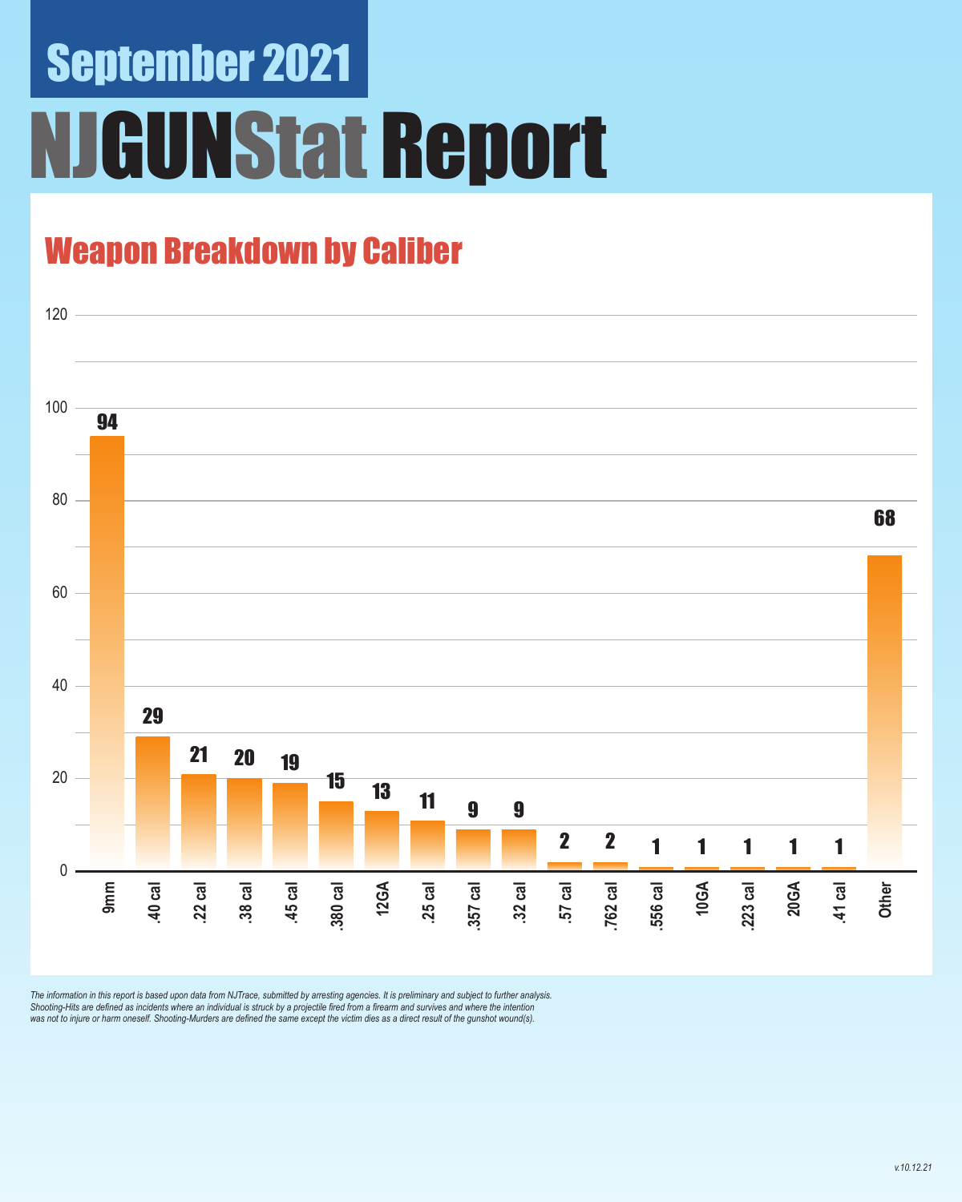# September 2021

# NJGUNStat Report

## Weapon Breakdown by Caliber

| Caliber | Count |
|---|---|
| 9mm | 94 |
| .40 cal | 29 |
| .22 cal | 21 |
| .38 cal | 20 |
| .45 cal | 19 |
| .380 cal | 15 |
| 12GA | 13 |
| .25 cal | 11 |
| .357 cal | 9 |
| .32 cal | 9 |
| .57 cal | 2 |
| .762 cal | 2 |
| .556 cal | 1 |
| 10GA | 1 |
| .223 cal | 1 |
| 20GA | 1 |
| .41 cal | 1 |
| Other | 68 |

*The information in this report is based upon data from NJTrace, submitted by arresting agencies. It is preliminary and subject to further analysis. Shooting-Hits are defined as incidents where an individual is struck by a projectile fired from a firearm and survives and where the intention was not to injure or harm oneself. Shooting-Murders are defined the same except the victim dies as a direct result of the gunshot wound(s).*

*v.10.12.21*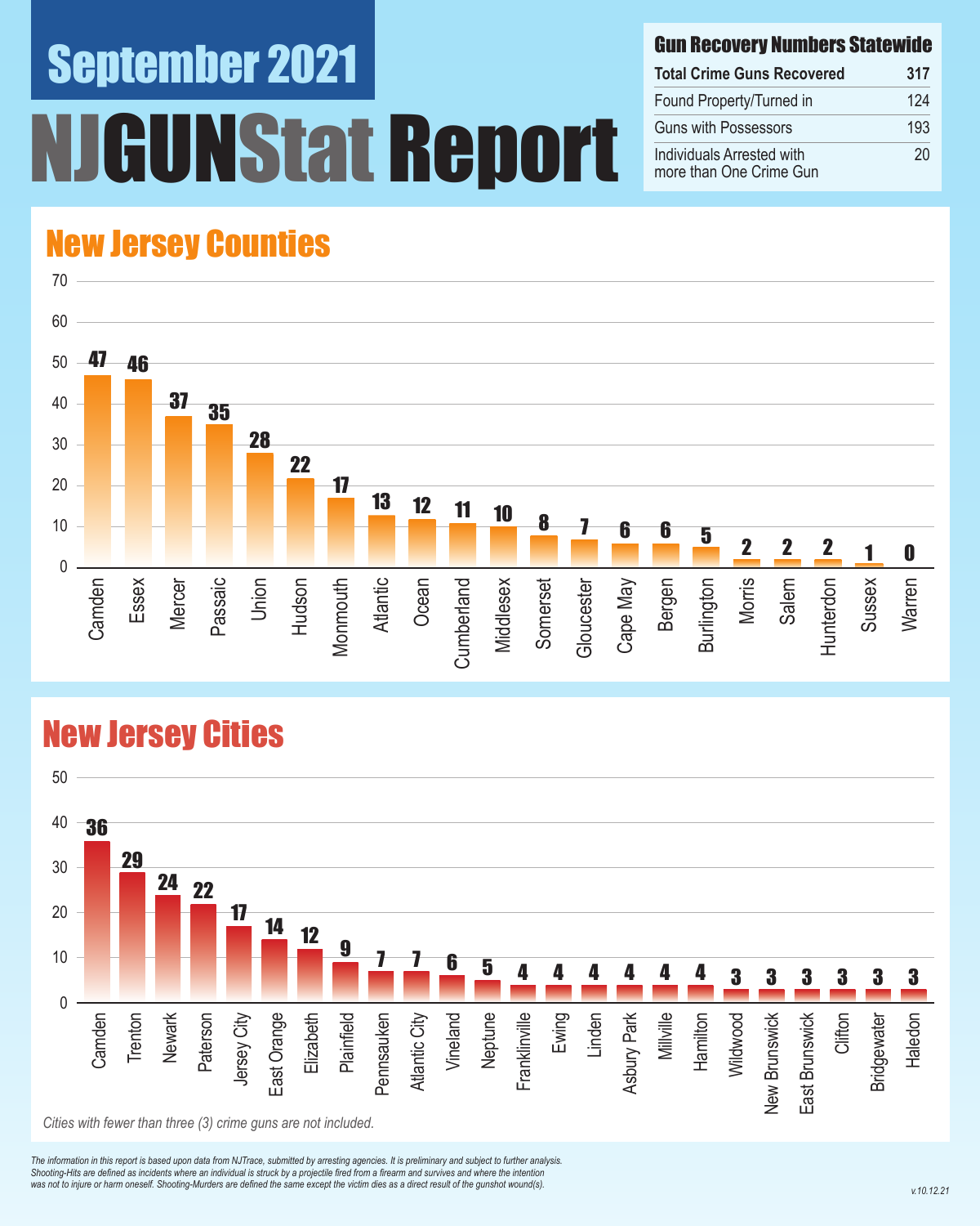# September 2021

# NJGUNStat Report

## Gun Recovery Numbers Statewide

| Gun Recovery Numbers Statewide | |
|---|---|
| Total Crime Guns Recovered | 317 |
| Found Property/Turned in | 124 |
| Guns with Possessors | 193 |
| Individuals Arrested with more than One Crime Gun | 20 |

## New Jersey Counties

| County | Crime Guns |
|---|---|
| Camden | 47 |
| Essex | 46 |
| Mercer | 37 |
| Passaic | 35 |
| Union | 28 |
| Hudson | 22 |
| Monmouth | 17 |
| Atlantic | 13 |
| Ocean | 12 |
| Cumberland | 11 |
| Middlesex | 10 |
| Somerset | 8 |
| Gloucester | 7 |
| Cape May | 6 |
| Bergen | 6 |
| Burlington | 5 |
| Morris | 2 |
| Salem | 2 |
| Hunterdon | 2 |
| Sussex | 1 |
| Warren | 0 |

## New Jersey Cities

| City | Crime Guns |
|---|---|
| Camden | 36 |
| Trenton | 29 |
| Newark | 24 |
| Paterson | 22 |
| Jersey City | 17 |
| East Orange | 14 |
| Elizabeth | 12 |
| Plainfield | 9 |
| Pennsauken | 7 |
| Atlantic City | 7 |
| Vineland | 6 |
| Neptune | 5 |
| Franklinville | 4 |
| Ewing | 4 |
| Linden | 4 |
| Asbury Park | 4 |
| Millville | 4 |
| Hamilton | 4 |
| Wildwood | 3 |
| New Brunswick | 3 |
| East Brunswick | 3 |
| Clifton | 3 |
| Bridgewater | 3 |
| Haledon | 3 |

*Cities with fewer than three (3) crime guns are not included.*

*The information in this report is based upon data from NJTrace, submitted by arresting agencies. It is preliminary and subject to further analysis. Shooting-Hits are defined as incidents where an individual is struck by a projectile fired from a firearm and survives and where the intention was not to injure or harm oneself. Shooting-Murders are defined the same except the victim dies as a direct result of the gunshot wound(s).*

v.10.12.21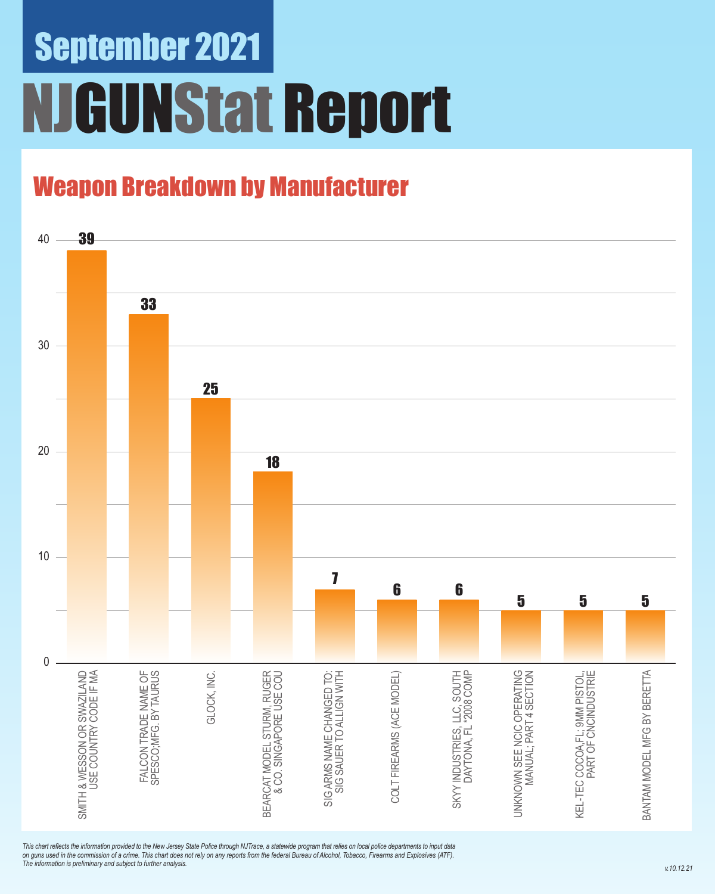# September 2021

# NJGUNStat Report

## Weapon Breakdown by Manufacturer

| Manufacturer | Count |
| --- | --- |
| SMITH & WESSON OR SWAZILAND USE COUNTRY CODE IF MA | 39 |
| FALCON TRADE NAME OF SPESCO;MFG. BY TAURUS | 33 |
| GLOCK, INC. | 25 |
| BEARCAT MODEL STURM, RUGER & CO. SINGAPORE USE COU | 18 |
| SIG ARMS NAME CHANGED TO: SIG SAUER TO ALLIGN WITH | 7 |
| COLT FIREARMS (ACE MODEL) | 6 |
| SKYY INDUSTRIES, LLC, SOUTH DAYTONA, FL *2008 COMP | 6 |
| UNKNOWN SEE NCIC OPERATING MANUAL; PART 4 SECTION | 5 |
| KEL-TEC COCOA,FL; 9MM PISTOL, PART OF CNCINDUSTRIE | 5 |
| BANTAM MODEL MFG BY BERETTA | 5 |

*This chart reflects the information provided to the New Jersey State Police through NJTrace, a statewide program that relies on local police departments to input data on guns used in the commission of a crime. This chart does not rely on any reports from the federal Bureau of Alcohol, Tobacco, Firearms and Explosives (ATF). The information is preliminary and subject to further analysis.*

v.10.12.21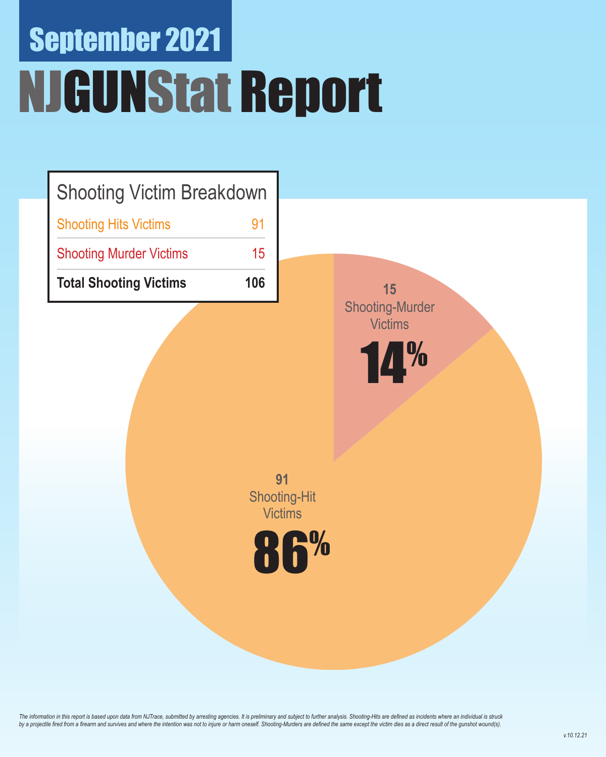# September 2021

# NJGUNStat Report

## Shooting Victim Breakdown

| | |
|---|---|
| Shooting Hits Victims | 91 |
| Shooting Murder Victims | 15 |
| **Total Shooting Victims** | **106** |

15
Shooting-Murder Victims
14%

91
Shooting-Hit Victims
86%

*The information in this report is based upon data from NJTrace, submitted by arresting agencies. It is preliminary and subject to further analysis. Shooting-Hits are defined as incidents where an individual is struck by a projectile fired from a firearm and survives and where the intention was not to injure or harm oneself. Shooting-Murders are defined the same except the victim dies as a direct result of the gunshot wound(s).*

*v.10.12.21*